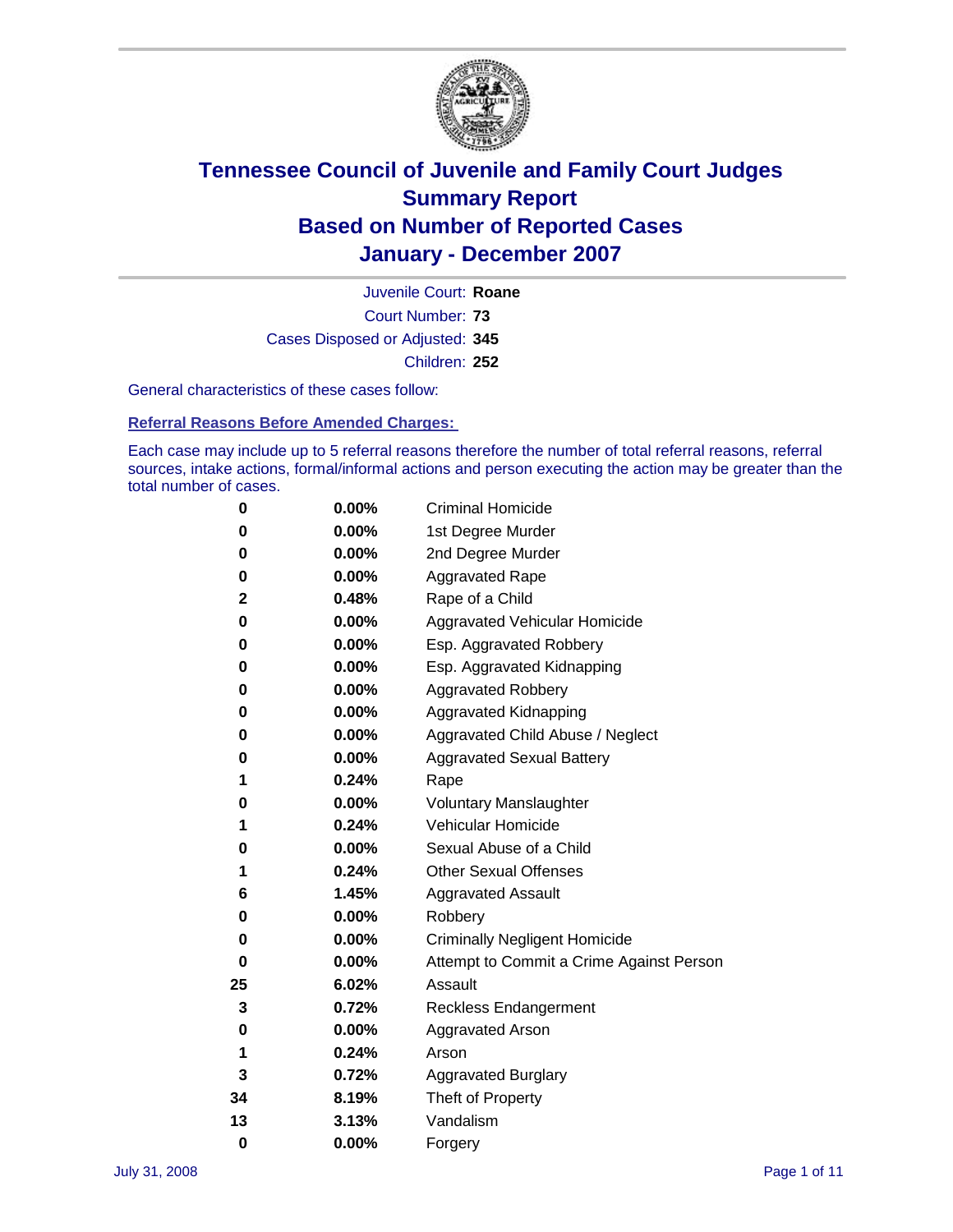# Tennessee Council of Juvenile and Family Court Judges
# Summary Report
# Based on Number of Reported Cases
# January - December 2007

Juvenile Court: **Roane**

Court Number: **73**

Cases Disposed or Adjusted: **345**

Children: **252**

General characteristics of these cases follow:

## Referral Reasons Before Amended Charges:

Each case may include up to 5 referral reasons therefore the number of total referral reasons, referral sources, intake actions, formal/informal actions and person executing the action may be greater than the total number of cases.

| | | |
|---|---|---|
| 0 | 0.00% | Criminal Homicide |
| 0 | 0.00% | 1st Degree Murder |
| 0 | 0.00% | 2nd Degree Murder |
| 0 | 0.00% | Aggravated Rape |
| 2 | 0.48% | Rape of a Child |
| 0 | 0.00% | Aggravated Vehicular Homicide |
| 0 | 0.00% | Esp. Aggravated Robbery |
| 0 | 0.00% | Esp. Aggravated Kidnapping |
| 0 | 0.00% | Aggravated Robbery |
| 0 | 0.00% | Aggravated Kidnapping |
| 0 | 0.00% | Aggravated Child Abuse / Neglect |
| 0 | 0.00% | Aggravated Sexual Battery |
| 1 | 0.24% | Rape |
| 0 | 0.00% | Voluntary Manslaughter |
| 1 | 0.24% | Vehicular Homicide |
| 0 | 0.00% | Sexual Abuse of a Child |
| 1 | 0.24% | Other Sexual Offenses |
| 6 | 1.45% | Aggravated Assault |
| 0 | 0.00% | Robbery |
| 0 | 0.00% | Criminally Negligent Homicide |
| 0 | 0.00% | Attempt to Commit a Crime Against Person |
| 25 | 6.02% | Assault |
| 3 | 0.72% | Reckless Endangerment |
| 0 | 0.00% | Aggravated Arson |
| 1 | 0.24% | Arson |
| 3 | 0.72% | Aggravated Burglary |
| 34 | 8.19% | Theft of Property |
| 13 | 3.13% | Vandalism |
| 0 | 0.00% | Forgery |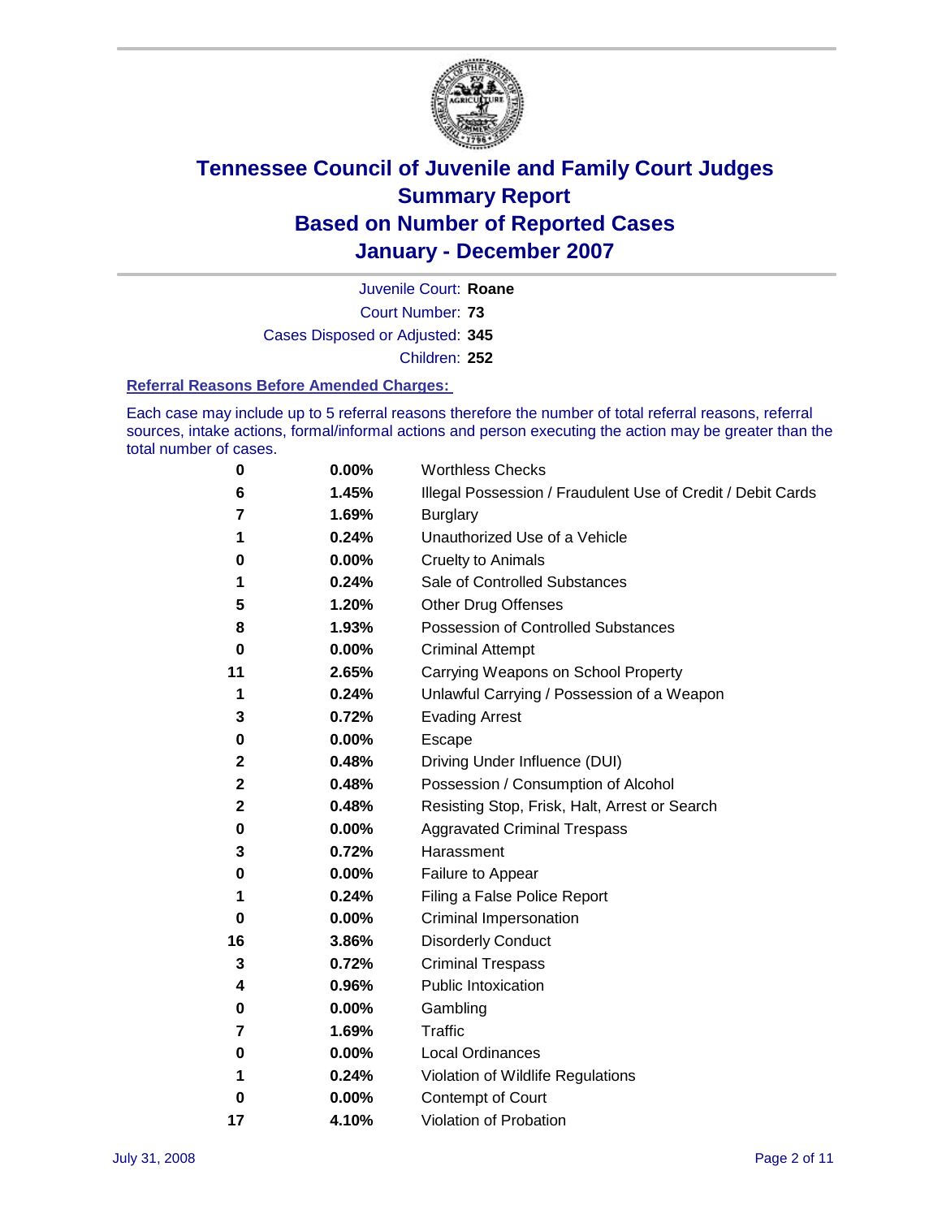# Tennessee Council of Juvenile and Family Court Judges Summary Report Based on Number of Reported Cases January - December 2007

Juvenile Court: **Roane**

Court Number: **73**

Cases Disposed or Adjusted: **345**

Children: **252**

### Referral Reasons Before Amended Charges:

Each case may include up to 5 referral reasons therefore the number of total referral reasons, referral sources, intake actions, formal/informal actions and person executing the action may be greater than the total number of cases.

| | | |
|---|---|---|
| 0 | 0.00% | Worthless Checks |
| 6 | 1.45% | Illegal Possession / Fraudulent Use of Credit / Debit Cards |
| 7 | 1.69% | Burglary |
| 1 | 0.24% | Unauthorized Use of a Vehicle |
| 0 | 0.00% | Cruelty to Animals |
| 1 | 0.24% | Sale of Controlled Substances |
| 5 | 1.20% | Other Drug Offenses |
| 8 | 1.93% | Possession of Controlled Substances |
| 0 | 0.00% | Criminal Attempt |
| 11 | 2.65% | Carrying Weapons on School Property |
| 1 | 0.24% | Unlawful Carrying / Possession of a Weapon |
| 3 | 0.72% | Evading Arrest |
| 0 | 0.00% | Escape |
| 2 | 0.48% | Driving Under Influence (DUI) |
| 2 | 0.48% | Possession / Consumption of Alcohol |
| 2 | 0.48% | Resisting Stop, Frisk, Halt, Arrest or Search |
| 0 | 0.00% | Aggravated Criminal Trespass |
| 3 | 0.72% | Harassment |
| 0 | 0.00% | Failure to Appear |
| 1 | 0.24% | Filing a False Police Report |
| 0 | 0.00% | Criminal Impersonation |
| 16 | 3.86% | Disorderly Conduct |
| 3 | 0.72% | Criminal Trespass |
| 4 | 0.96% | Public Intoxication |
| 0 | 0.00% | Gambling |
| 7 | 1.69% | Traffic |
| 0 | 0.00% | Local Ordinances |
| 1 | 0.24% | Violation of Wildlife Regulations |
| 0 | 0.00% | Contempt of Court |
| 17 | 4.10% | Violation of Probation |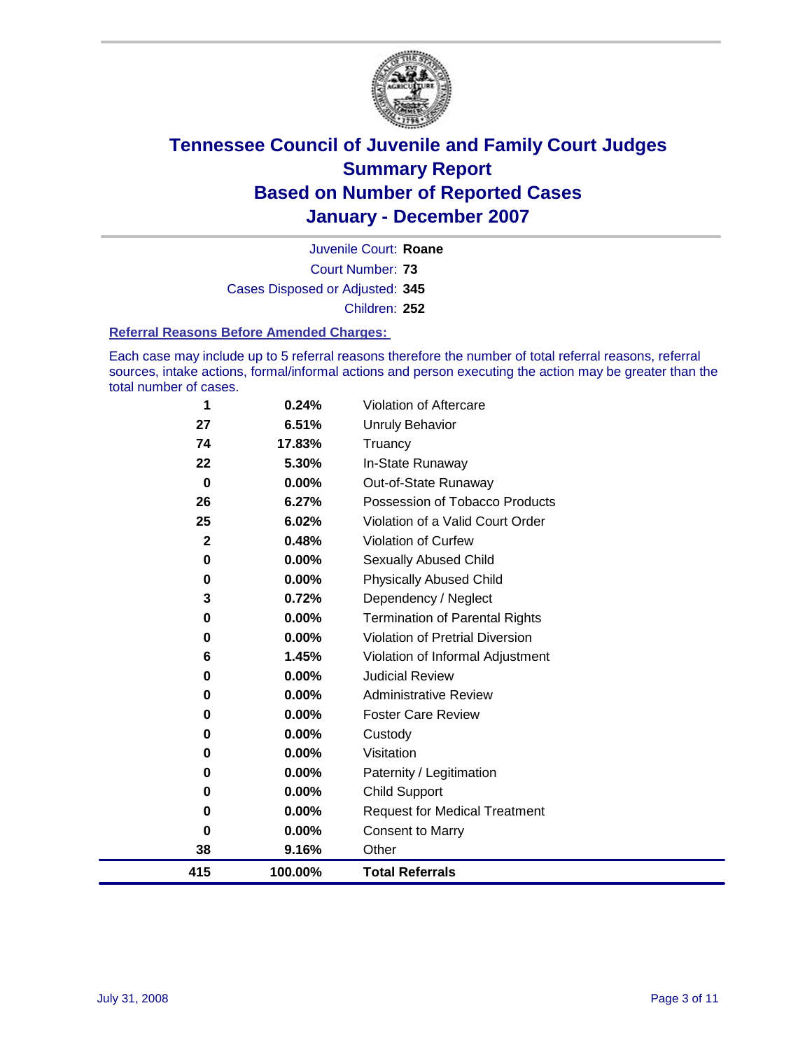# Tennessee Council of Juvenile and Family Court Judges
## Summary Report
## Based on Number of Reported Cases
## January - December 2007

Juvenile Court: **Roane**
Court Number: **73**
Cases Disposed or Adjusted: **345**
Children: **252**

### Referral Reasons Before Amended Charges:

Each case may include up to 5 referral reasons therefore the number of total referral reasons, referral sources, intake actions, formal/informal actions and person executing the action may be greater than the total number of cases.

| | | |
|---|---|---|
| 1 | 0.24% | Violation of Aftercare |
| 27 | 6.51% | Unruly Behavior |
| 74 | 17.83% | Truancy |
| 22 | 5.30% | In-State Runaway |
| 0 | 0.00% | Out-of-State Runaway |
| 26 | 6.27% | Possession of Tobacco Products |
| 25 | 6.02% | Violation of a Valid Court Order |
| 2 | 0.48% | Violation of Curfew |
| 0 | 0.00% | Sexually Abused Child |
| 0 | 0.00% | Physically Abused Child |
| 3 | 0.72% | Dependency / Neglect |
| 0 | 0.00% | Termination of Parental Rights |
| 0 | 0.00% | Violation of Pretrial Diversion |
| 6 | 1.45% | Violation of Informal Adjustment |
| 0 | 0.00% | Judicial Review |
| 0 | 0.00% | Administrative Review |
| 0 | 0.00% | Foster Care Review |
| 0 | 0.00% | Custody |
| 0 | 0.00% | Visitation |
| 0 | 0.00% | Paternity / Legitimation |
| 0 | 0.00% | Child Support |
| 0 | 0.00% | Request for Medical Treatment |
| 0 | 0.00% | Consent to Marry |
| 38 | 9.16% | Other |
| **415** | **100.00%** | **Total Referrals** |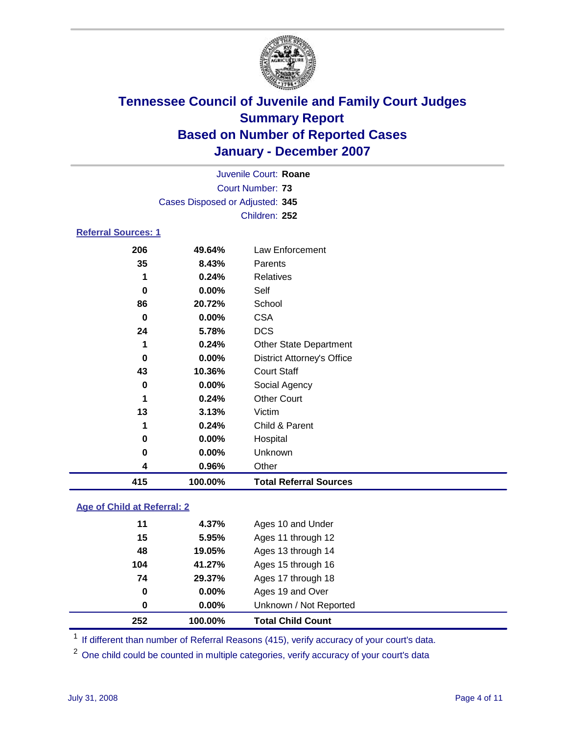# Tennessee Council of Juvenile and Family Court Judges
## Summary Report
## Based on Number of Reported Cases
## January - December 2007

Juvenile Court: **Roane**
Court Number: **73**
Cases Disposed or Adjusted: **345**
Children: **252**

### Referral Sources: 1

| | | |
|---|---|---|
| 206 | 49.64% | Law Enforcement |
| 35 | 8.43% | Parents |
| 1 | 0.24% | Relatives |
| 0 | 0.00% | Self |
| 86 | 20.72% | School |
| 0 | 0.00% | CSA |
| 24 | 5.78% | DCS |
| 1 | 0.24% | Other State Department |
| 0 | 0.00% | District Attorney's Office |
| 43 | 10.36% | Court Staff |
| 0 | 0.00% | Social Agency |
| 1 | 0.24% | Other Court |
| 13 | 3.13% | Victim |
| 1 | 0.24% | Child & Parent |
| 0 | 0.00% | Hospital |
| 0 | 0.00% | Unknown |
| 4 | 0.96% | Other |
| **415** | **100.00%** | **Total Referral Sources** |

### Age of Child at Referral: 2

| | | |
|---|---|---|
| 11 | 4.37% | Ages 10 and Under |
| 15 | 5.95% | Ages 11 through 12 |
| 48 | 19.05% | Ages 13 through 14 |
| 104 | 41.27% | Ages 15 through 16 |
| 74 | 29.37% | Ages 17 through 18 |
| 0 | 0.00% | Ages 19 and Over |
| 0 | 0.00% | Unknown / Not Reported |
| **252** | **100.00%** | **Total Child Count** |

[1] If different than number of Referral Reasons (415), verify accuracy of your court's data.

[2] One child could be counted in multiple categories, verify accuracy of your court's data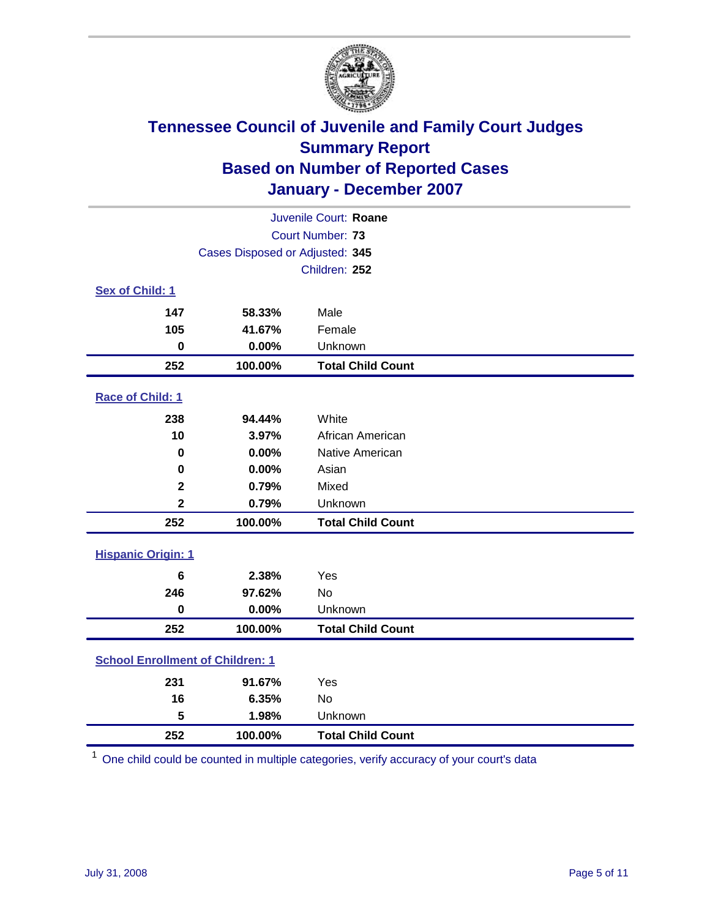# Tennessee Council of Juvenile and Family Court Judges
## Summary Report
## Based on Number of Reported Cases
## January - December 2007

Juvenile Court: **Roane**
Court Number: **73**
Cases Disposed or Adjusted: **345**
Children: **252**

### Sex of Child: 1

| | | |
|---|---|---|
| 147 | 58.33% | Male |
| 105 | 41.67% | Female |
| 0 | 0.00% | Unknown |
| **252** | **100.00%** | **Total Child Count** |

### Race of Child: 1

| | | |
|---|---|---|
| 238 | 94.44% | White |
| 10 | 3.97% | African American |
| 0 | 0.00% | Native American |
| 0 | 0.00% | Asian |
| 2 | 0.79% | Mixed |
| 2 | 0.79% | Unknown |
| **252** | **100.00%** | **Total Child Count** |

### Hispanic Origin: 1

| | | |
|---|---|---|
| 6 | 2.38% | Yes |
| 246 | 97.62% | No |
| 0 | 0.00% | Unknown |
| **252** | **100.00%** | **Total Child Count** |

### School Enrollment of Children: 1

| | | |
|---|---|---|
| 231 | 91.67% | Yes |
| 16 | 6.35% | No |
| 5 | 1.98% | Unknown |
| **252** | **100.00%** | **Total Child Count** |

[1] One child could be counted in multiple categories, verify accuracy of your court's data

July 31, 2008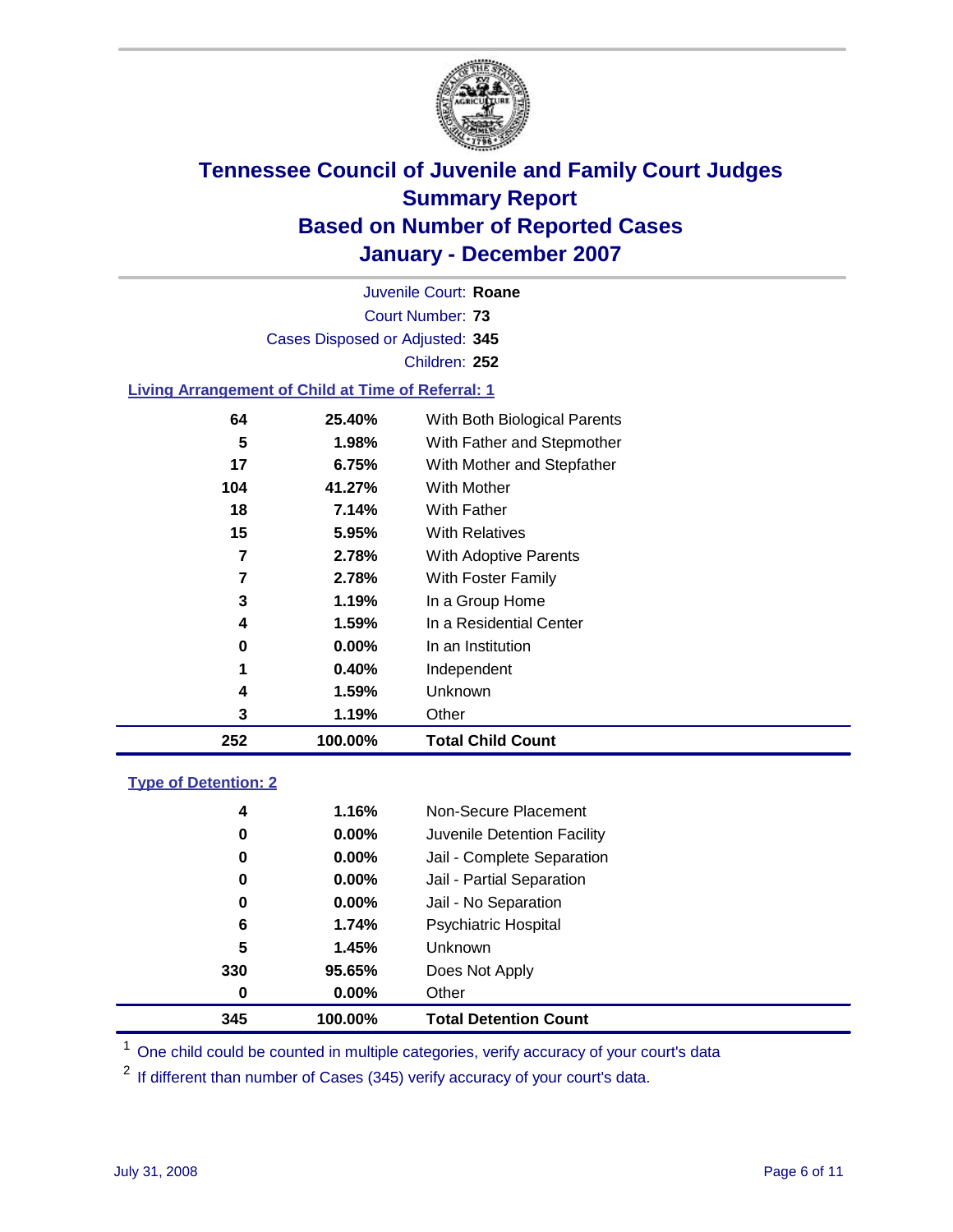# Tennessee Council of Juvenile and Family Court Judges
## Summary Report
## Based on Number of Reported Cases
## January - December 2007

Juvenile Court: **Roane**
Court Number: **73**
Cases Disposed or Adjusted: **345**
Children: **252**

### Living Arrangement of Child at Time of Referral: 1

| | | |
|---|---|---|
| 64 | 25.40% | With Both Biological Parents |
| 5 | 1.98% | With Father and Stepmother |
| 17 | 6.75% | With Mother and Stepfather |
| 104 | 41.27% | With Mother |
| 18 | 7.14% | With Father |
| 15 | 5.95% | With Relatives |
| 7 | 2.78% | With Adoptive Parents |
| 7 | 2.78% | With Foster Family |
| 3 | 1.19% | In a Group Home |
| 4 | 1.59% | In a Residential Center |
| 0 | 0.00% | In an Institution |
| 1 | 0.40% | Independent |
| 4 | 1.59% | Unknown |
| 3 | 1.19% | Other |
| **252** | **100.00%** | **Total Child Count** |

### Type of Detention: 2

| | | |
|---|---|---|
| 4 | 1.16% | Non-Secure Placement |
| 0 | 0.00% | Juvenile Detention Facility |
| 0 | 0.00% | Jail - Complete Separation |
| 0 | 0.00% | Jail - Partial Separation |
| 0 | 0.00% | Jail - No Separation |
| 6 | 1.74% | Psychiatric Hospital |
| 5 | 1.45% | Unknown |
| 330 | 95.65% | Does Not Apply |
| 0 | 0.00% | Other |
| **345** | **100.00%** | **Total Detention Count** |

[1] One child could be counted in multiple categories, verify accuracy of your court's data

[2] If different than number of Cases (345) verify accuracy of your court's data.

July 31, 2008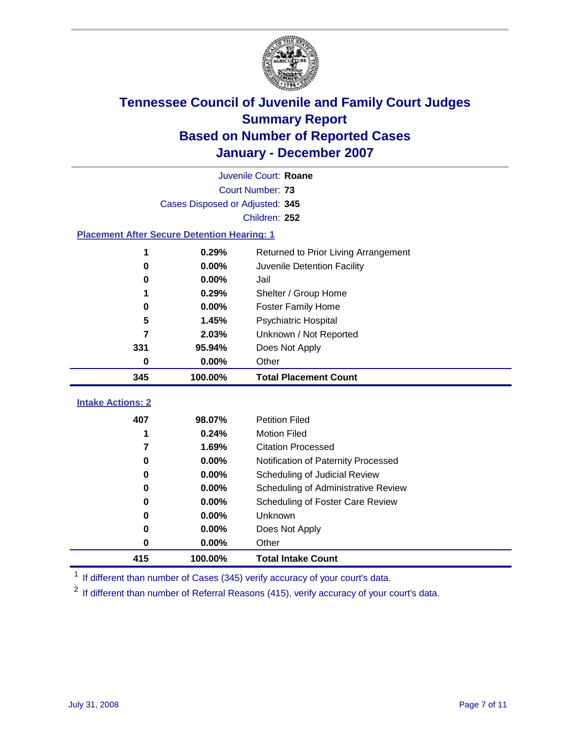# Tennessee Council of Juvenile and Family Court Judges
# Summary Report
# Based on Number of Reported Cases
# January - December 2007

Juvenile Court: **Roane**
Court Number: **73**
Cases Disposed or Adjusted: **345**
Children: **252**

### Placement After Secure Detention Hearing: 1

| | | |
|---|---|---|
| 1 | 0.29% | Returned to Prior Living Arrangement |
| 0 | 0.00% | Juvenile Detention Facility |
| 0 | 0.00% | Jail |
| 1 | 0.29% | Shelter / Group Home |
| 0 | 0.00% | Foster Family Home |
| 5 | 1.45% | Psychiatric Hospital |
| 7 | 2.03% | Unknown / Not Reported |
| 331 | 95.94% | Does Not Apply |
| 0 | 0.00% | Other |
| **345** | **100.00%** | **Total Placement Count** |

### Intake Actions: 2

| | | |
|---|---|---|
| 407 | 98.07% | Petition Filed |
| 1 | 0.24% | Motion Filed |
| 7 | 1.69% | Citation Processed |
| 0 | 0.00% | Notification of Paternity Processed |
| 0 | 0.00% | Scheduling of Judicial Review |
| 0 | 0.00% | Scheduling of Administrative Review |
| 0 | 0.00% | Scheduling of Foster Care Review |
| 0 | 0.00% | Unknown |
| 0 | 0.00% | Does Not Apply |
| 0 | 0.00% | Other |
| **415** | **100.00%** | **Total Intake Count** |

[1] If different than number of Cases (345) verify accuracy of your court's data.

[2] If different than number of Referral Reasons (415), verify accuracy of your court's data.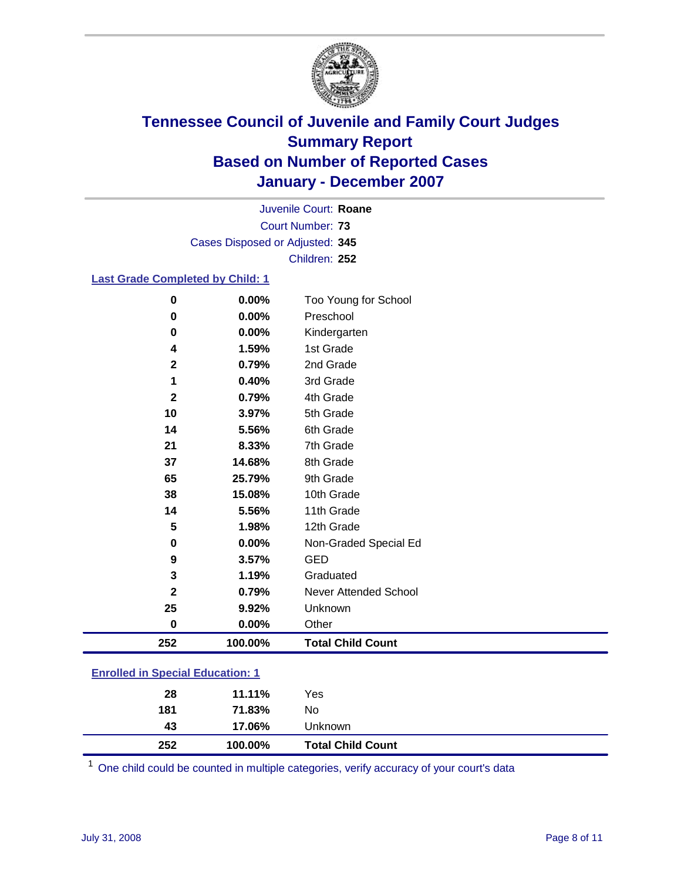# Tennessee Council of Juvenile and Family Court Judges
# Summary Report
# Based on Number of Reported Cases
# January - December 2007

Juvenile Court: **Roane**

Court Number: **73**

Cases Disposed or Adjusted: **345**

Children: **252**

### Last Grade Completed by Child: 1

| | | |
|---|---|---|
| 0 | 0.00% | Too Young for School |
| 0 | 0.00% | Preschool |
| 0 | 0.00% | Kindergarten |
| 4 | 1.59% | 1st Grade |
| 2 | 0.79% | 2nd Grade |
| 1 | 0.40% | 3rd Grade |
| 2 | 0.79% | 4th Grade |
| 10 | 3.97% | 5th Grade |
| 14 | 5.56% | 6th Grade |
| 21 | 8.33% | 7th Grade |
| 37 | 14.68% | 8th Grade |
| 65 | 25.79% | 9th Grade |
| 38 | 15.08% | 10th Grade |
| 14 | 5.56% | 11th Grade |
| 5 | 1.98% | 12th Grade |
| 0 | 0.00% | Non-Graded Special Ed |
| 9 | 3.57% | GED |
| 3 | 1.19% | Graduated |
| 2 | 0.79% | Never Attended School |
| 25 | 9.92% | Unknown |
| 0 | 0.00% | Other |
| **252** | **100.00%** | **Total Child Count** |

### Enrolled in Special Education: 1

| | | |
|---|---|---|
| 28 | 11.11% | Yes |
| 181 | 71.83% | No |
| 43 | 17.06% | Unknown |
| **252** | **100.00%** | **Total Child Count** |

[1] One child could be counted in multiple categories, verify accuracy of your court's data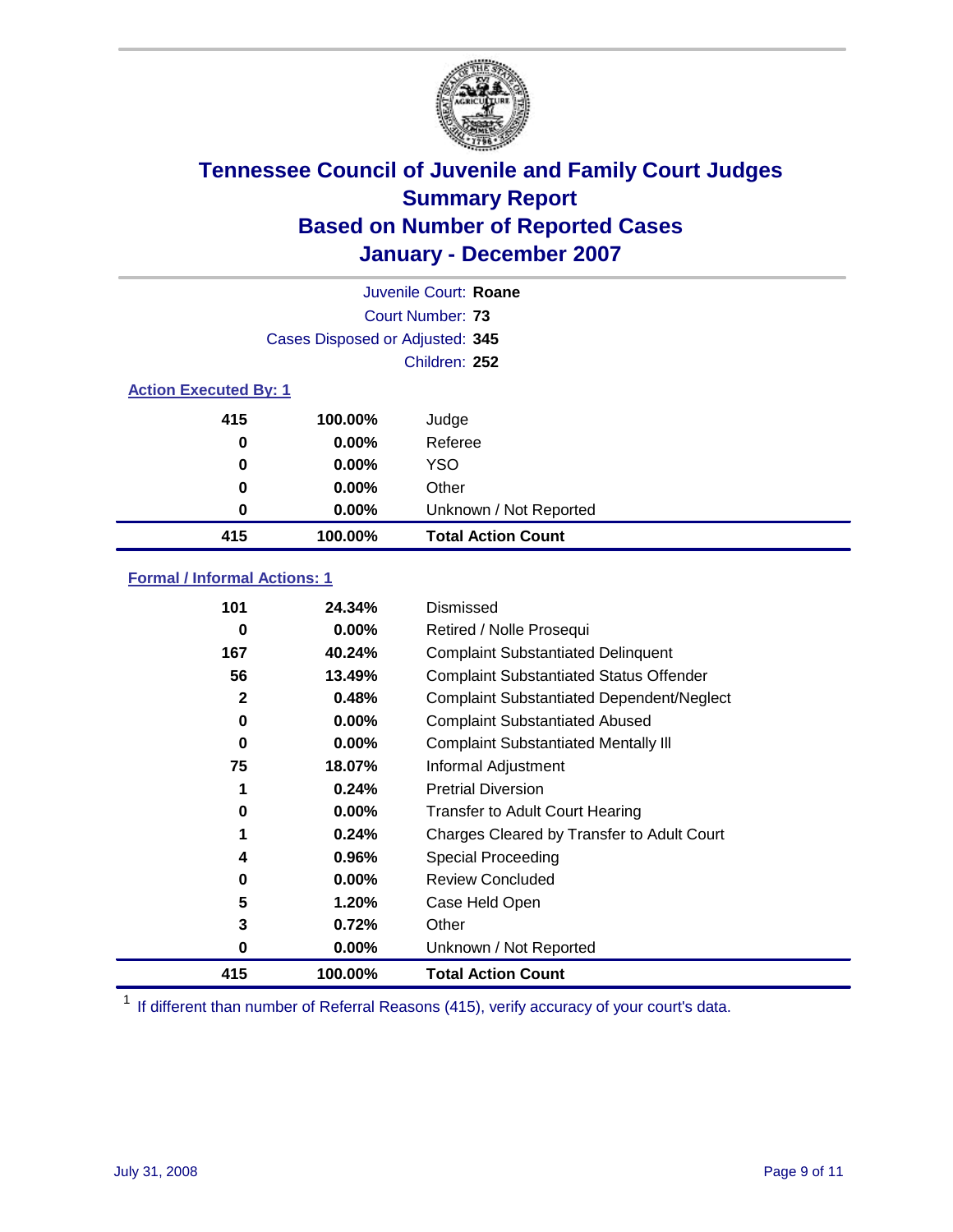# Tennessee Council of Juvenile and Family Court Judges
## Summary Report
## Based on Number of Reported Cases
## January - December 2007

Juvenile Court: **Roane**
Court Number: **73**
Cases Disposed or Adjusted: **345**
Children: **252**

### Action Executed By: 1

| | | |
|---|---|---|
| 415 | 100.00% | Judge |
| 0 | 0.00% | Referee |
| 0 | 0.00% | YSO |
| 0 | 0.00% | Other |
| 0 | 0.00% | Unknown / Not Reported |
| **415** | **100.00%** | **Total Action Count** |

### Formal / Informal Actions: 1

| | | |
|---|---|---|
| 101 | 24.34% | Dismissed |
| 0 | 0.00% | Retired / Nolle Prosequi |
| 167 | 40.24% | Complaint Substantiated Delinquent |
| 56 | 13.49% | Complaint Substantiated Status Offender |
| 2 | 0.48% | Complaint Substantiated Dependent/Neglect |
| 0 | 0.00% | Complaint Substantiated Abused |
| 0 | 0.00% | Complaint Substantiated Mentally Ill |
| 75 | 18.07% | Informal Adjustment |
| 1 | 0.24% | Pretrial Diversion |
| 0 | 0.00% | Transfer to Adult Court Hearing |
| 1 | 0.24% | Charges Cleared by Transfer to Adult Court |
| 4 | 0.96% | Special Proceeding |
| 0 | 0.00% | Review Concluded |
| 5 | 1.20% | Case Held Open |
| 3 | 0.72% | Other |
| 0 | 0.00% | Unknown / Not Reported |
| **415** | **100.00%** | **Total Action Count** |

[1] If different than number of Referral Reasons (415), verify accuracy of your court's data.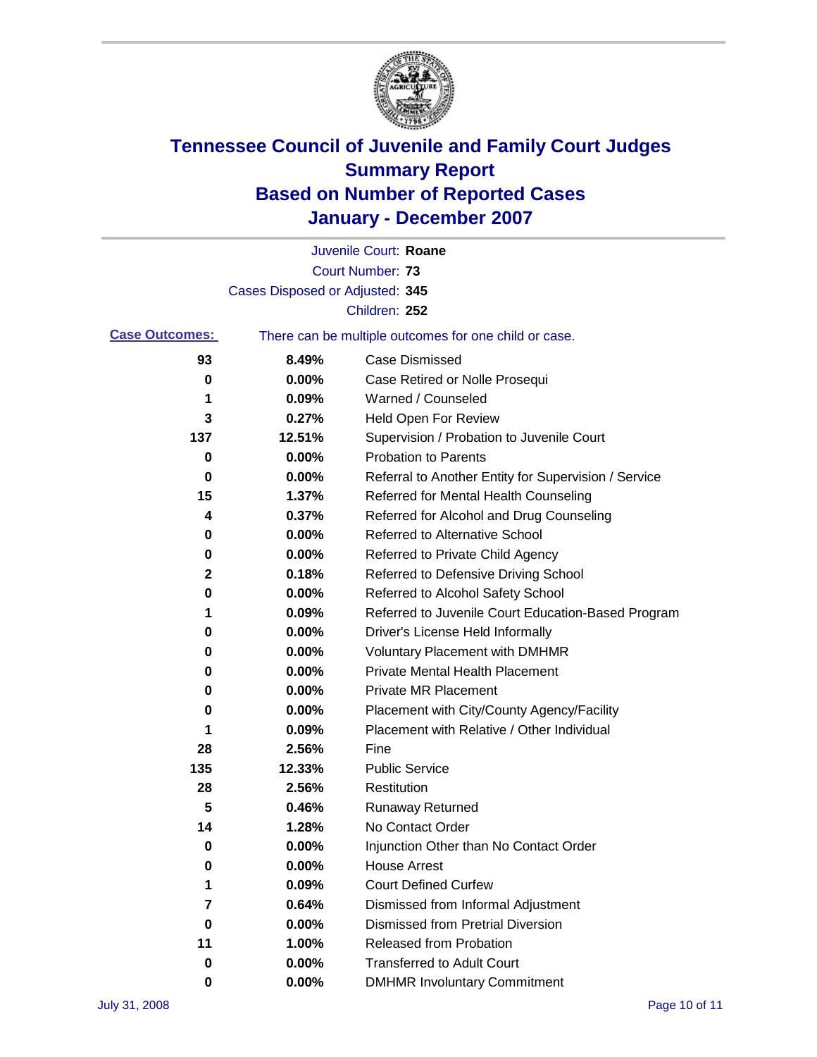# Tennessee Council of Juvenile and Family Court Judges
# Summary Report
# Based on Number of Reported Cases
# January - December 2007

Juvenile Court: **Roane**

Court Number: **73**

Cases Disposed or Adjusted: **345**

Children: **252**

**Case Outcomes:** There can be multiple outcomes for one child or case.

| | | |
|---|---|---|
| **93** | **8.49%** | Case Dismissed |
| **0** | **0.00%** | Case Retired or Nolle Prosequi |
| **1** | **0.09%** | Warned / Counseled |
| **3** | **0.27%** | Held Open For Review |
| **137** | **12.51%** | Supervision / Probation to Juvenile Court |
| **0** | **0.00%** | Probation to Parents |
| **0** | **0.00%** | Referral to Another Entity for Supervision / Service |
| **15** | **1.37%** | Referred for Mental Health Counseling |
| **4** | **0.37%** | Referred for Alcohol and Drug Counseling |
| **0** | **0.00%** | Referred to Alternative School |
| **0** | **0.00%** | Referred to Private Child Agency |
| **2** | **0.18%** | Referred to Defensive Driving School |
| **0** | **0.00%** | Referred to Alcohol Safety School |
| **1** | **0.09%** | Referred to Juvenile Court Education-Based Program |
| **0** | **0.00%** | Driver's License Held Informally |
| **0** | **0.00%** | Voluntary Placement with DMHMR |
| **0** | **0.00%** | Private Mental Health Placement |
| **0** | **0.00%** | Private MR Placement |
| **0** | **0.00%** | Placement with City/County Agency/Facility |
| **1** | **0.09%** | Placement with Relative / Other Individual |
| **28** | **2.56%** | Fine |
| **135** | **12.33%** | Public Service |
| **28** | **2.56%** | Restitution |
| **5** | **0.46%** | Runaway Returned |
| **14** | **1.28%** | No Contact Order |
| **0** | **0.00%** | Injunction Other than No Contact Order |
| **0** | **0.00%** | House Arrest |
| **1** | **0.09%** | Court Defined Curfew |
| **7** | **0.64%** | Dismissed from Informal Adjustment |
| **0** | **0.00%** | Dismissed from Pretrial Diversion |
| **11** | **1.00%** | Released from Probation |
| **0** | **0.00%** | Transferred to Adult Court |
| **0** | **0.00%** | DMHMR Involuntary Commitment |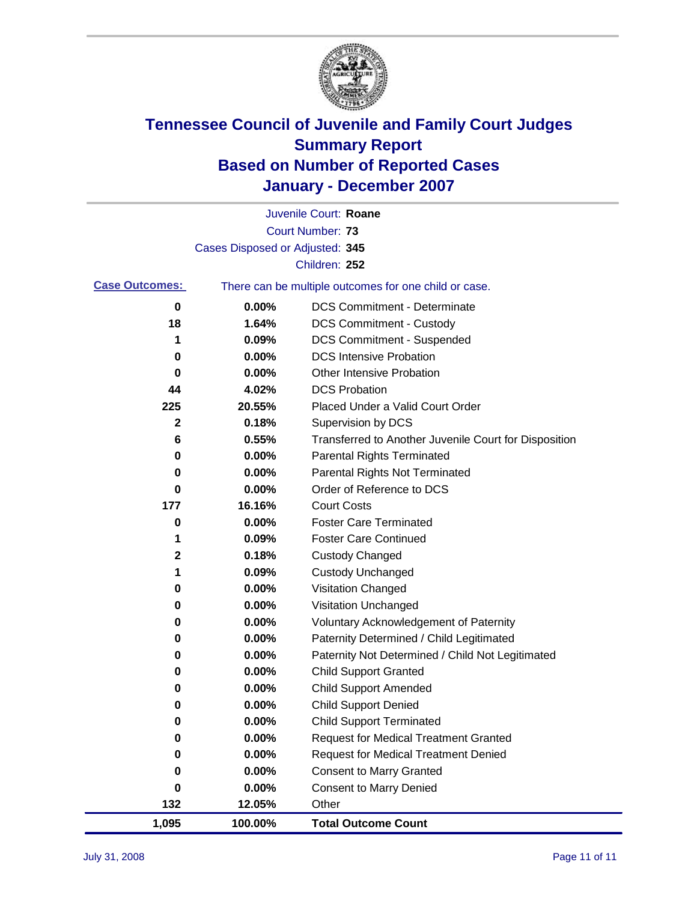# Tennessee Council of Juvenile and Family Court Judges
## Summary Report
## Based on Number of Reported Cases
## January - December 2007

Juvenile Court: **Roane**

Court Number: **73**

Cases Disposed or Adjusted: **345**

Children: **252**

**Case Outcomes:** There can be multiple outcomes for one child or case.

| | | |
|---|---|---|
| 0 | 0.00% | DCS Commitment - Determinate |
| 18 | 1.64% | DCS Commitment - Custody |
| 1 | 0.09% | DCS Commitment - Suspended |
| 0 | 0.00% | DCS Intensive Probation |
| 0 | 0.00% | Other Intensive Probation |
| 44 | 4.02% | DCS Probation |
| 225 | 20.55% | Placed Under a Valid Court Order |
| 2 | 0.18% | Supervision by DCS |
| 6 | 0.55% | Transferred to Another Juvenile Court for Disposition |
| 0 | 0.00% | Parental Rights Terminated |
| 0 | 0.00% | Parental Rights Not Terminated |
| 0 | 0.00% | Order of Reference to DCS |
| 177 | 16.16% | Court Costs |
| 0 | 0.00% | Foster Care Terminated |
| 1 | 0.09% | Foster Care Continued |
| 2 | 0.18% | Custody Changed |
| 1 | 0.09% | Custody Unchanged |
| 0 | 0.00% | Visitation Changed |
| 0 | 0.00% | Visitation Unchanged |
| 0 | 0.00% | Voluntary Acknowledgement of Paternity |
| 0 | 0.00% | Paternity Determined / Child Legitimated |
| 0 | 0.00% | Paternity Not Determined / Child Not Legitimated |
| 0 | 0.00% | Child Support Granted |
| 0 | 0.00% | Child Support Amended |
| 0 | 0.00% | Child Support Denied |
| 0 | 0.00% | Child Support Terminated |
| 0 | 0.00% | Request for Medical Treatment Granted |
| 0 | 0.00% | Request for Medical Treatment Denied |
| 0 | 0.00% | Consent to Marry Granted |
| 0 | 0.00% | Consent to Marry Denied |
| 132 | 12.05% | Other |
| **1,095** | **100.00%** | **Total Outcome Count** |

July 31, 2008